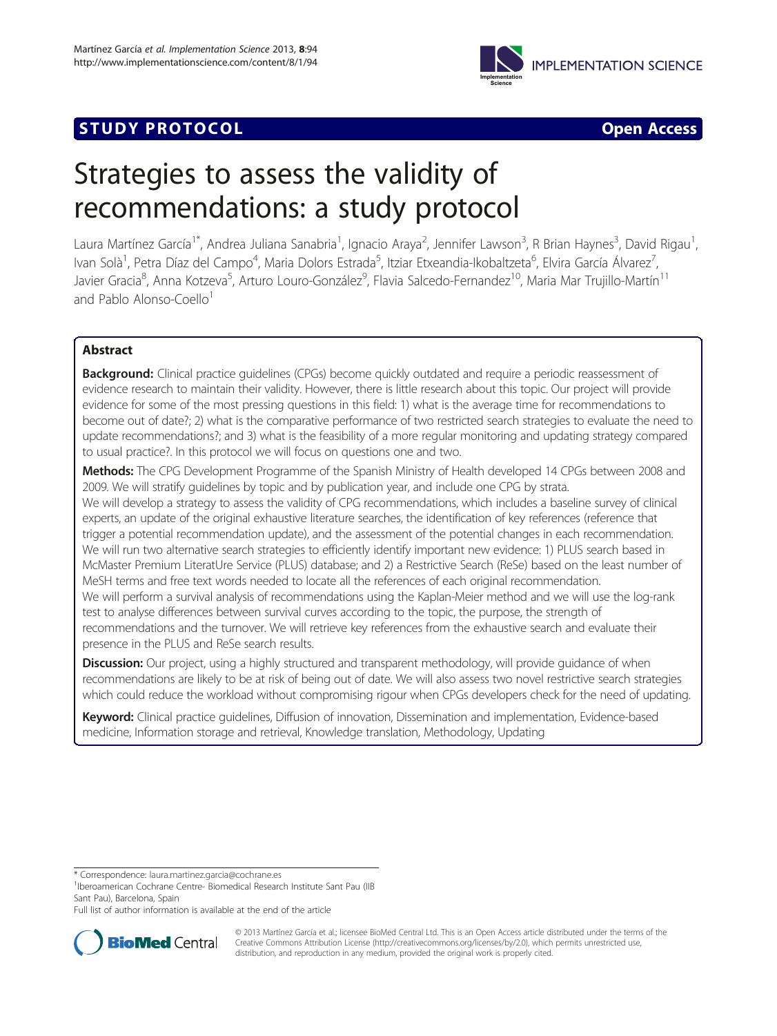STUDY PROTOCOL Open Access

# Strategies to assess the validity of recommendations: a study protocol

Laura Martínez García[1*], Andrea Juliana Sanabria[1], Ignacio Araya[2], Jennifer Lawson[3], R Brian Haynes[3], David Rigau[1], Ivan Solà[1], Petra Díaz del Campo[4], Maria Dolors Estrada[5], Itziar Etxeandia-Ikobaltzeta[6], Elvira García Álvarez[7], Javier Gracia[8], Anna Kotzeva[5], Arturo Louro-González[9], Flavia Salcedo-Fernandez[10], Maria Mar Trujillo-Martín[11] and Pablo Alonso-Coello[1]

## Abstract

**Background:** Clinical practice guidelines (CPGs) become quickly outdated and require a periodic reassessment of evidence research to maintain their validity. However, there is little research about this topic. Our project will provide evidence for some of the most pressing questions in this field: 1) what is the average time for recommendations to become out of date?; 2) what is the comparative performance of two restricted search strategies to evaluate the need to update recommendations?; and 3) what is the feasibility of a more regular monitoring and updating strategy compared to usual practice?. In this protocol we will focus on questions one and two.

**Methods:** The CPG Development Programme of the Spanish Ministry of Health developed 14 CPGs between 2008 and 2009. We will stratify guidelines by topic and by publication year, and include one CPG by strata.

We will develop a strategy to assess the validity of CPG recommendations, which includes a baseline survey of clinical experts, an update of the original exhaustive literature searches, the identification of key references (reference that trigger a potential recommendation update), and the assessment of the potential changes in each recommendation.

We will run two alternative search strategies to efficiently identify important new evidence: 1) PLUS search based in McMaster Premium LiteratUre Service (PLUS) database; and 2) a Restrictive Search (ReSe) based on the least number of MeSH terms and free text words needed to locate all the references of each original recommendation.

We will perform a survival analysis of recommendations using the Kaplan-Meier method and we will use the log-rank test to analyse differences between survival curves according to the topic, the purpose, the strength of recommendations and the turnover. We will retrieve key references from the exhaustive search and evaluate their presence in the PLUS and ReSe search results.

**Discussion:** Our project, using a highly structured and transparent methodology, will provide guidance of when recommendations are likely to be at risk of being out of date. We will also assess two novel restrictive search strategies which could reduce the workload without compromising rigour when CPGs developers check for the need of updating.

**Keyword:** Clinical practice guidelines, Diffusion of innovation, Dissemination and implementation, Evidence-based medicine, Information storage and retrieval, Knowledge translation, Methodology, Updating

---

\* Correspondence: laura.martinez.garcia@cochrane.es

[1]Iberoamerican Cochrane Centre- Biomedical Research Institute Sant Pau (IIB Sant Pau), Barcelona, Spain

Full list of author information is available at the end of the article

© 2013 Martínez García et al.; licensee BioMed Central Ltd. This is an Open Access article distributed under the terms of the Creative Commons Attribution License (http://creativecommons.org/licenses/by/2.0), which permits unrestricted use, distribution, and reproduction in any medium, provided the original work is properly cited.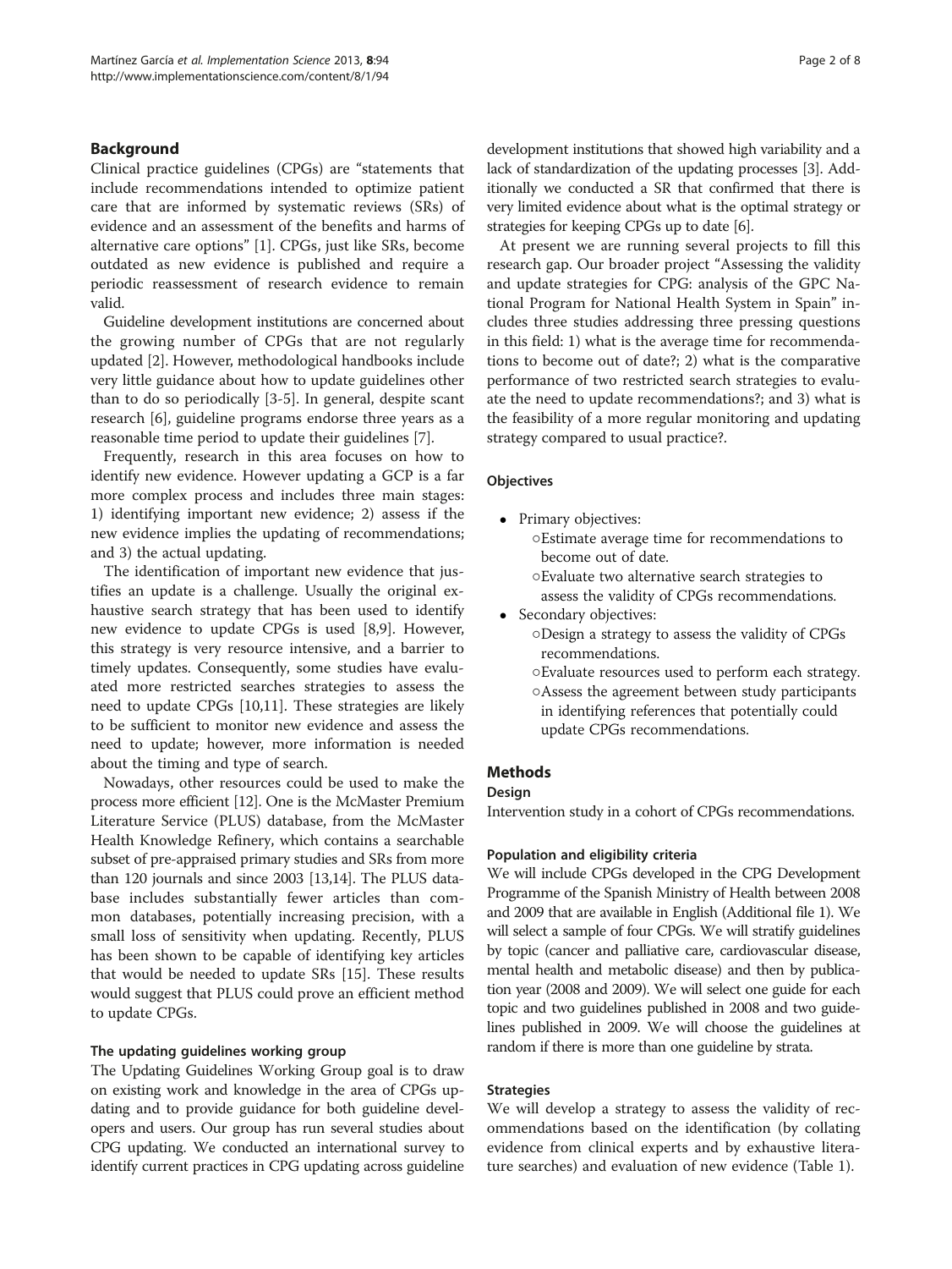## Background

Clinical practice guidelines (CPGs) are "statements that include recommendations intended to optimize patient care that are informed by systematic reviews (SRs) of evidence and an assessment of the benefits and harms of alternative care options" [1]. CPGs, just like SRs, become outdated as new evidence is published and require a periodic reassessment of research evidence to remain valid.

Guideline development institutions are concerned about the growing number of CPGs that are not regularly updated [2]. However, methodological handbooks include very little guidance about how to update guidelines other than to do so periodically [3-5]. In general, despite scant research [6], guideline programs endorse three years as a reasonable time period to update their guidelines [7].

Frequently, research in this area focuses on how to identify new evidence. However updating a GCP is a far more complex process and includes three main stages: 1) identifying important new evidence; 2) assess if the new evidence implies the updating of recommendations; and 3) the actual updating.

The identification of important new evidence that justifies an update is a challenge. Usually the original exhaustive search strategy that has been used to identify new evidence to update CPGs is used [8,9]. However, this strategy is very resource intensive, and a barrier to timely updates. Consequently, some studies have evaluated more restricted searches strategies to assess the need to update CPGs [10,11]. These strategies are likely to be sufficient to monitor new evidence and assess the need to update; however, more information is needed about the timing and type of search.

Nowadays, other resources could be used to make the process more efficient [12]. One is the McMaster Premium Literature Service (PLUS) database, from the McMaster Health Knowledge Refinery, which contains a searchable subset of pre-appraised primary studies and SRs from more than 120 journals and since 2003 [13,14]. The PLUS database includes substantially fewer articles than common databases, potentially increasing precision, with a small loss of sensitivity when updating. Recently, PLUS has been shown to be capable of identifying key articles that would be needed to update SRs [15]. These results would suggest that PLUS could prove an efficient method to update CPGs.

### The updating guidelines working group

The Updating Guidelines Working Group goal is to draw on existing work and knowledge in the area of CPGs updating and to provide guidance for both guideline developers and users. Our group has run several studies about CPG updating. We conducted an international survey to identify current practices in CPG updating across guideline development institutions that showed high variability and a lack of standardization of the updating processes [3]. Additionally we conducted a SR that confirmed that there is very limited evidence about what is the optimal strategy or strategies for keeping CPGs up to date [6].

At present we are running several projects to fill this research gap. Our broader project "Assessing the validity and update strategies for CPG: analysis of the GPC National Program for National Health System in Spain" includes three studies addressing three pressing questions in this field: 1) what is the average time for recommendations to become out of date?; 2) what is the comparative performance of two restricted search strategies to evaluate the need to update recommendations?; and 3) what is the feasibility of a more regular monitoring and updating strategy compared to usual practice?.

### Objectives

- Primary objectives:
  - Estimate average time for recommendations to become out of date.
  - Evaluate two alternative search strategies to assess the validity of CPGs recommendations.
- Secondary objectives:
  - Design a strategy to assess the validity of CPGs recommendations.
  - Evaluate resources used to perform each strategy.
  - Assess the agreement between study participants in identifying references that potentially could update CPGs recommendations.

## Methods

### Design

Intervention study in a cohort of CPGs recommendations.

### Population and eligibility criteria

We will include CPGs developed in the CPG Development Programme of the Spanish Ministry of Health between 2008 and 2009 that are available in English (Additional file 1). We will select a sample of four CPGs. We will stratify guidelines by topic (cancer and palliative care, cardiovascular disease, mental health and metabolic disease) and then by publication year (2008 and 2009). We will select one guide for each topic and two guidelines published in 2008 and two guidelines published in 2009. We will choose the guidelines at random if there is more than one guideline by strata.

### Strategies

We will develop a strategy to assess the validity of recommendations based on the identification (by collating evidence from clinical experts and by exhaustive literature searches) and evaluation of new evidence (Table 1).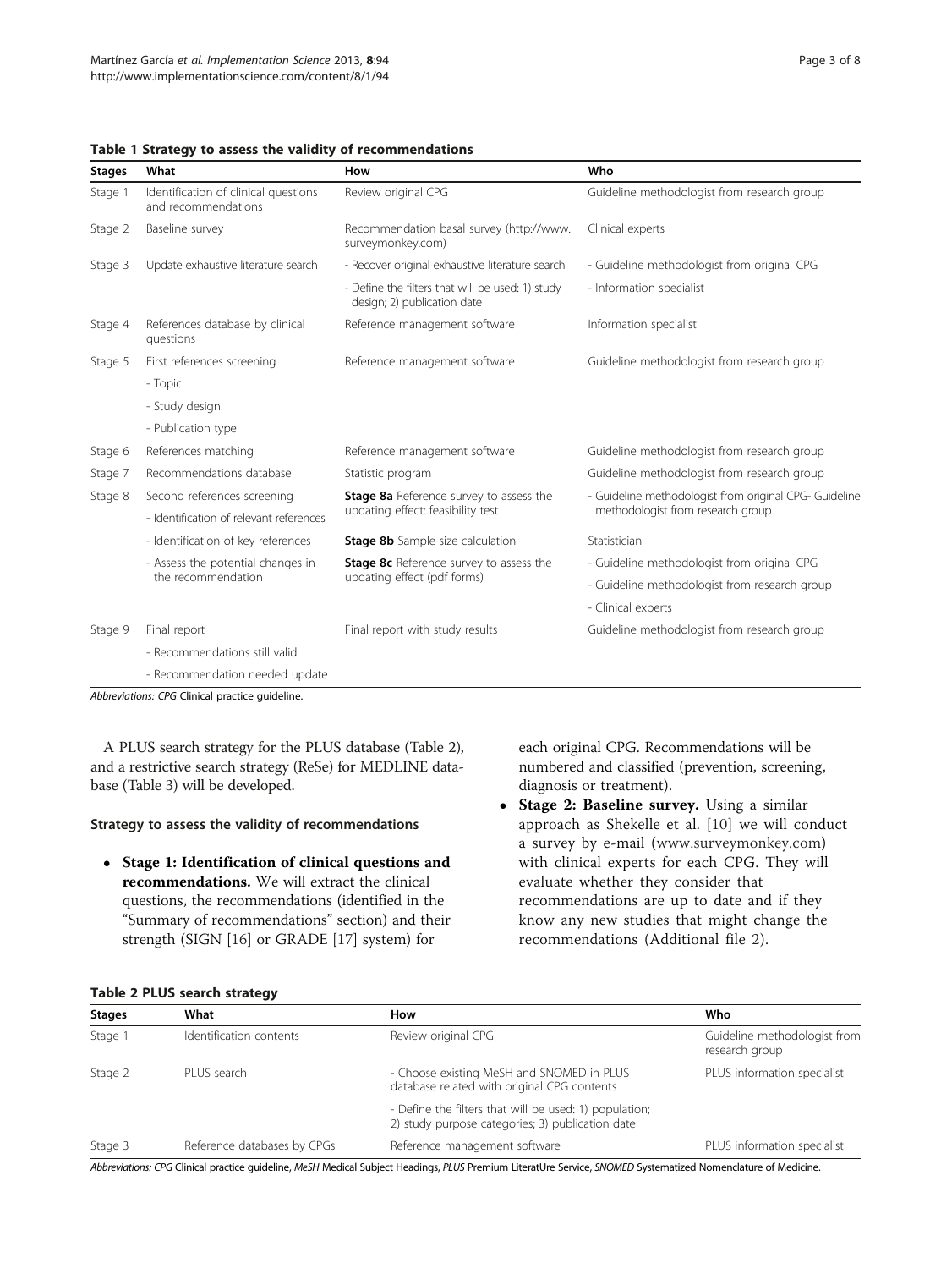**Table 1 Strategy to assess the validity of recommendations**

| Stages | What | How | Who |
| --- | --- | --- | --- |
| Stage 1 | Identification of clinical questions and recommendations | Review original CPG | Guideline methodologist from research group |
| Stage 2 | Baseline survey | Recommendation basal survey (http://www.surveymonkey.com) | Clinical experts |
| Stage 3 | Update exhaustive literature search | - Recover original exhaustive literature search | - Guideline methodologist from original CPG |
| | | - Define the filters that will be used: 1) study design; 2) publication date | - Information specialist |
| Stage 4 | References database by clinical questions | Reference management software | Information specialist |
| Stage 5 | First references screening | Reference management software | Guideline methodologist from research group |
| | - Topic | | |
| | - Study design | | |
| | - Publication type | | |
| Stage 6 | References matching | Reference management software | Guideline methodologist from research group |
| Stage 7 | Recommendations database | Statistic program | Guideline methodologist from research group |
| Stage 8 | Second references screening | **Stage 8a** Reference survey to assess the updating effect: feasibility test | - Guideline methodologist from original CPG- Guideline methodologist from research group |
| | - Identification of relevant references | | |
| | - Identification of key references | **Stage 8b** Sample size calculation | Statistician |
| | - Assess the potential changes in the recommendation | **Stage 8c** Reference survey to assess the updating effect (pdf forms) | - Guideline methodologist from original CPG |
| | | | - Guideline methodologist from research group |
| | | | - Clinical experts |
| Stage 9 | Final report | Final report with study results | Guideline methodologist from research group |
| | - Recommendations still valid | | |
| | - Recommendation needed update | | |

*Abbreviations: CPG* Clinical practice guideline.

A PLUS search strategy for the PLUS database (Table 2), and a restrictive search strategy (ReSe) for MEDLINE database (Table 3) will be developed.

#### Strategy to assess the validity of recommendations

- **Stage 1: Identification of clinical questions and recommendations.** We will extract the clinical questions, the recommendations (identified in the "Summary of recommendations" section) and their strength (SIGN [16] or GRADE [17] system) for each original CPG. Recommendations will be numbered and classified (prevention, screening, diagnosis or treatment).
- **Stage 2: Baseline survey.** Using a similar approach as Shekelle et al. [10] we will conduct a survey by e-mail (www.surveymonkey.com) with clinical experts for each CPG. They will evaluate whether they consider that recommendations are up to date and if they know any new studies that might change the recommendations (Additional file 2).

**Table 2 PLUS search strategy**

| Stages | What | How | Who |
| --- | --- | --- | --- |
| Stage 1 | Identification contents | Review original CPG | Guideline methodologist from research group |
| Stage 2 | PLUS search | - Choose existing MeSH and SNOMED in PLUS database related with original CPG contents | PLUS information specialist |
| | | - Define the filters that will be used: 1) population; 2) study purpose categories; 3) publication date | |
| Stage 3 | Reference databases by CPGs | Reference management software | PLUS information specialist |

*Abbreviations: CPG* Clinical practice guideline, *MeSH* Medical Subject Headings, *PLUS* Premium LiteratUre Service, *SNOMED* Systematized Nomenclature of Medicine.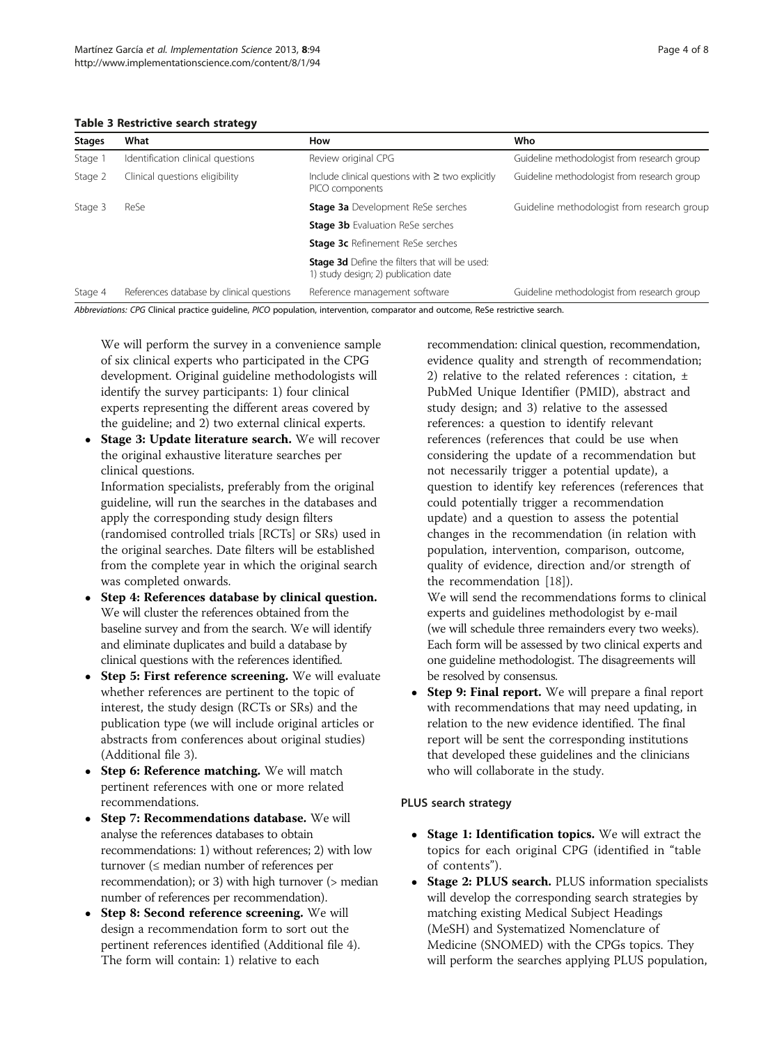**Table 3 Restrictive search strategy**

| Stages | What | How | Who |
|---|---|---|---|
| Stage 1 | Identification clinical questions | Review original CPG | Guideline methodologist from research group |
| Stage 2 | Clinical questions eligibility | Include clinical questions with ≥ two explicitly PICO components | Guideline methodologist from research group |
| Stage 3 | ReSe | **Stage 3a** Development ReSe serches | Guideline methodologist from research group |
| | | **Stage 3b** Evaluation ReSe serches | |
| | | **Stage 3c** Refinement ReSe serches | |
| | | **Stage 3d** Define the filters that will be used: 1) study design; 2) publication date | |
| Stage 4 | References database by clinical questions | Reference management software | Guideline methodologist from research group |

*Abbreviations: CPG* Clinical practice guideline, *PICO* population, intervention, comparator and outcome, ReSe restrictive search.

We will perform the survey in a convenience sample of six clinical experts who participated in the CPG development. Original guideline methodologists will identify the survey participants: 1) four clinical experts representing the different areas covered by the guideline; and 2) two external clinical experts.

- **Stage 3: Update literature search.** We will recover the original exhaustive literature searches per clinical questions.
  Information specialists, preferably from the original guideline, will run the searches in the databases and apply the corresponding study design filters (randomised controlled trials [RCTs] or SRs) used in the original searches. Date filters will be established from the complete year in which the original search was completed onwards.
- **Step 4: References database by clinical question.** We will cluster the references obtained from the baseline survey and from the search. We will identify and eliminate duplicates and build a database by clinical questions with the references identified.
- **Step 5: First reference screening.** We will evaluate whether references are pertinent to the topic of interest, the study design (RCTs or SRs) and the publication type (we will include original articles or abstracts from conferences about original studies) (Additional file 3).
- **Step 6: Reference matching.** We will match pertinent references with one or more related recommendations.
- **Step 7: Recommendations database.** We will analyse the references databases to obtain recommendations: 1) without references; 2) with low turnover (≤ median number of references per recommendation); or 3) with high turnover (> median number of references per recommendation).
- **Step 8: Second reference screening.** We will design a recommendation form to sort out the pertinent references identified (Additional file 4). The form will contain: 1) relative to each recommendation: clinical question, recommendation, evidence quality and strength of recommendation; 2) relative to the related references : citation, ± PubMed Unique Identifier (PMID), abstract and study design; and 3) relative to the assessed references: a question to identify relevant references (references that could be use when considering the update of a recommendation but not necessarily trigger a potential update), a question to identify key references (references that could potentially trigger a recommendation update) and a question to assess the potential changes in the recommendation (in relation with population, intervention, comparison, outcome, quality of evidence, direction and/or strength of the recommendation [18]).
  We will send the recommendations forms to clinical experts and guidelines methodologist by e-mail (we will schedule three remainders every two weeks). Each form will be assessed by two clinical experts and one guideline methodologist. The disagreements will be resolved by consensus.
- **Step 9: Final report.** We will prepare a final report with recommendations that may need updating, in relation to the new evidence identified. The final report will be sent the corresponding institutions that developed these guidelines and the clinicians who will collaborate in the study.

#### PLUS search strategy

- **Stage 1: Identification topics.** We will extract the topics for each original CPG (identified in "table of contents").
- **Stage 2: PLUS search.** PLUS information specialists will develop the corresponding search strategies by matching existing Medical Subject Headings (MeSH) and Systematized Nomenclature of Medicine (SNOMED) with the CPGs topics. They will perform the searches applying PLUS population,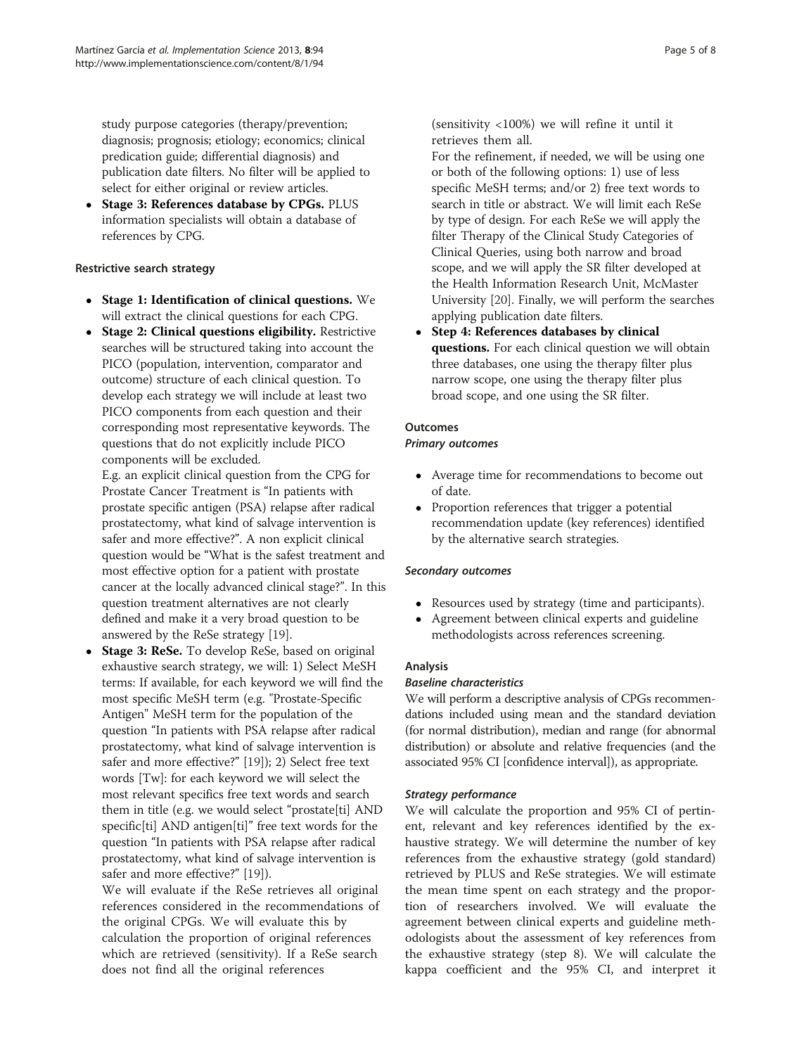study purpose categories (therapy/prevention; diagnosis; prognosis; etiology; economics; clinical predication guide; differential diagnosis) and publication date filters. No filter will be applied to select for either original or review articles.

- **Stage 3: References database by CPGs.** PLUS information specialists will obtain a database of references by CPG.

#### Restrictive search strategy

- **Stage 1: Identification of clinical questions.** We will extract the clinical questions for each CPG.
- **Stage 2: Clinical questions eligibility.** Restrictive searches will be structured taking into account the PICO (population, intervention, comparator and outcome) structure of each clinical question. To develop each strategy we will include at least two PICO components from each question and their corresponding most representative keywords. The questions that do not explicitly include PICO components will be excluded.

  E.g. an explicit clinical question from the CPG for Prostate Cancer Treatment is "In patients with prostate specific antigen (PSA) relapse after radical prostatectomy, what kind of salvage intervention is safer and more effective?". A non explicit clinical question would be "What is the safest treatment and most effective option for a patient with prostate cancer at the locally advanced clinical stage?". In this question treatment alternatives are not clearly defined and make it a very broad question to be answered by the ReSe strategy [19].
- **Stage 3: ReSe.** To develop ReSe, based on original exhaustive search strategy, we will: 1) Select MeSH terms: If available, for each keyword we will find the most specific MeSH term (e.g. "Prostate-Specific Antigen" MeSH term for the population of the question "In patients with PSA relapse after radical prostatectomy, what kind of salvage intervention is safer and more effective?" [19]); 2) Select free text words [Tw]: for each keyword we will select the most relevant specifics free text words and search them in title (e.g. we would select "prostate[ti] AND specific[ti] AND antigen[ti]" free text words for the question "In patients with PSA relapse after radical prostatectomy, what kind of salvage intervention is safer and more effective?" [19]).

  We will evaluate if the ReSe retrieves all original references considered in the recommendations of the original CPGs. We will evaluate this by calculation the proportion of original references which are retrieved (sensitivity). If a ReSe search does not find all the original references (sensitivity <100%) we will refine it until it retrieves them all.

  For the refinement, if needed, we will be using one or both of the following options: 1) use of less specific MeSH terms; and/or 2) free text words to search in title or abstract. We will limit each ReSe by type of design. For each ReSe we will apply the filter Therapy of the Clinical Study Categories of Clinical Queries, using both narrow and broad scope, and we will apply the SR filter developed at the Health Information Research Unit, McMaster University [20]. Finally, we will perform the searches applying publication date filters.
- **Step 4: References databases by clinical questions.** For each clinical question we will obtain three databases, one using the therapy filter plus narrow scope, one using the therapy filter plus broad scope, and one using the SR filter.

### Outcomes

#### Primary outcomes

- Average time for recommendations to become out of date.
- Proportion references that trigger a potential recommendation update (key references) identified by the alternative search strategies.

#### Secondary outcomes

- Resources used by strategy (time and participants).
- Agreement between clinical experts and guideline methodologists across references screening.

### Analysis

#### Baseline characteristics

We will perform a descriptive analysis of CPGs recommendations included using mean and the standard deviation (for normal distribution), median and range (for abnormal distribution) or absolute and relative frequencies (and the associated 95% CI [confidence interval]), as appropriate.

#### Strategy performance

We will calculate the proportion and 95% CI of pertinent, relevant and key references identified by the exhaustive strategy. We will determine the number of key references from the exhaustive strategy (gold standard) retrieved by PLUS and ReSe strategies. We will estimate the mean time spent on each strategy and the proportion of researchers involved. We will evaluate the agreement between clinical experts and guideline methodologists about the assessment of key references from the exhaustive strategy (step 8). We will calculate the kappa coefficient and the 95% CI, and interpret it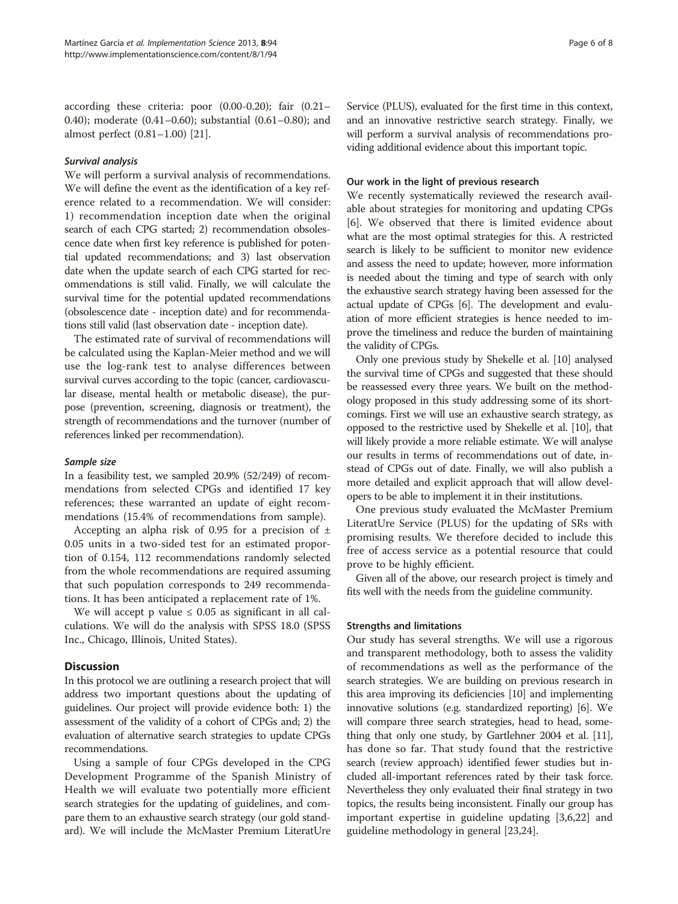according these criteria: poor (0.00-0.20); fair (0.21–0.40); moderate (0.41–0.60); substantial (0.61–0.80); and almost perfect (0.81–1.00) [21].

#### *Survival analysis*

We will perform a survival analysis of recommendations. We will define the event as the identification of a key reference related to a recommendation. We will consider: 1) recommendation inception date when the original search of each CPG started; 2) recommendation obsolescence date when first key reference is published for potential updated recommendations; and 3) last observation date when the update search of each CPG started for recommendations is still valid. Finally, we will calculate the survival time for the potential updated recommendations (obsolescence date - inception date) and for recommendations still valid (last observation date - inception date).

The estimated rate of survival of recommendations will be calculated using the Kaplan-Meier method and we will use the log-rank test to analyse differences between survival curves according to the topic (cancer, cardiovascular disease, mental health or metabolic disease), the purpose (prevention, screening, diagnosis or treatment), the strength of recommendations and the turnover (number of references linked per recommendation).

#### *Sample size*

In a feasibility test, we sampled 20.9% (52/249) of recommendations from selected CPGs and identified 17 key references; these warranted an update of eight recommendations (15.4% of recommendations from sample).

Accepting an alpha risk of 0.95 for a precision of ± 0.05 units in a two-sided test for an estimated proportion of 0.154, 112 recommendations randomly selected from the whole recommendations are required assuming that such population corresponds to 249 recommendations. It has been anticipated a replacement rate of 1%.

We will accept p value ≤ 0.05 as significant in all calculations. We will do the analysis with SPSS 18.0 (SPSS Inc., Chicago, Illinois, United States).

## Discussion

In this protocol we are outlining a research project that will address two important questions about the updating of guidelines. Our project will provide evidence both: 1) the assessment of the validity of a cohort of CPGs and; 2) the evaluation of alternative search strategies to update CPGs recommendations.

Using a sample of four CPGs developed in the CPG Development Programme of the Spanish Ministry of Health we will evaluate two potentially more efficient search strategies for the updating of guidelines, and compare them to an exhaustive search strategy (our gold standard). We will include the McMaster Premium LiteratUre Service (PLUS), evaluated for the first time in this context, and an innovative restrictive search strategy. Finally, we will perform a survival analysis of recommendations providing additional evidence about this important topic.

### Our work in the light of previous research

We recently systematically reviewed the research available about strategies for monitoring and updating CPGs [6]. We observed that there is limited evidence about what are the most optimal strategies for this. A restricted search is likely to be sufficient to monitor new evidence and assess the need to update; however, more information is needed about the timing and type of search with only the exhaustive search strategy having been assessed for the actual update of CPGs [6]. The development and evaluation of more efficient strategies is hence needed to improve the timeliness and reduce the burden of maintaining the validity of CPGs.

Only one previous study by Shekelle et al. [10] analysed the survival time of CPGs and suggested that these should be reassessed every three years. We built on the methodology proposed in this study addressing some of its shortcomings. First we will use an exhaustive search strategy, as opposed to the restrictive used by Shekelle et al. [10], that will likely provide a more reliable estimate. We will analyse our results in terms of recommendations out of date, instead of CPGs out of date. Finally, we will also publish a more detailed and explicit approach that will allow developers to be able to implement it in their institutions.

One previous study evaluated the McMaster Premium LiteratUre Service (PLUS) for the updating of SRs with promising results. We therefore decided to include this free of access service as a potential resource that could prove to be highly efficient.

Given all of the above, our research project is timely and fits well with the needs from the guideline community.

### Strengths and limitations

Our study has several strengths. We will use a rigorous and transparent methodology, both to assess the validity of recommendations as well as the performance of the search strategies. We are building on previous research in this area improving its deficiencies [10] and implementing innovative solutions (e.g. standardized reporting) [6]. We will compare three search strategies, head to head, something that only one study, by Gartlehner 2004 et al. [11], has done so far. That study found that the restrictive search (review approach) identified fewer studies but included all-important references rated by their task force. Nevertheless they only evaluated their final strategy in two topics, the results being inconsistent. Finally our group has important expertise in guideline updating [3,6,22] and guideline methodology in general [23,24].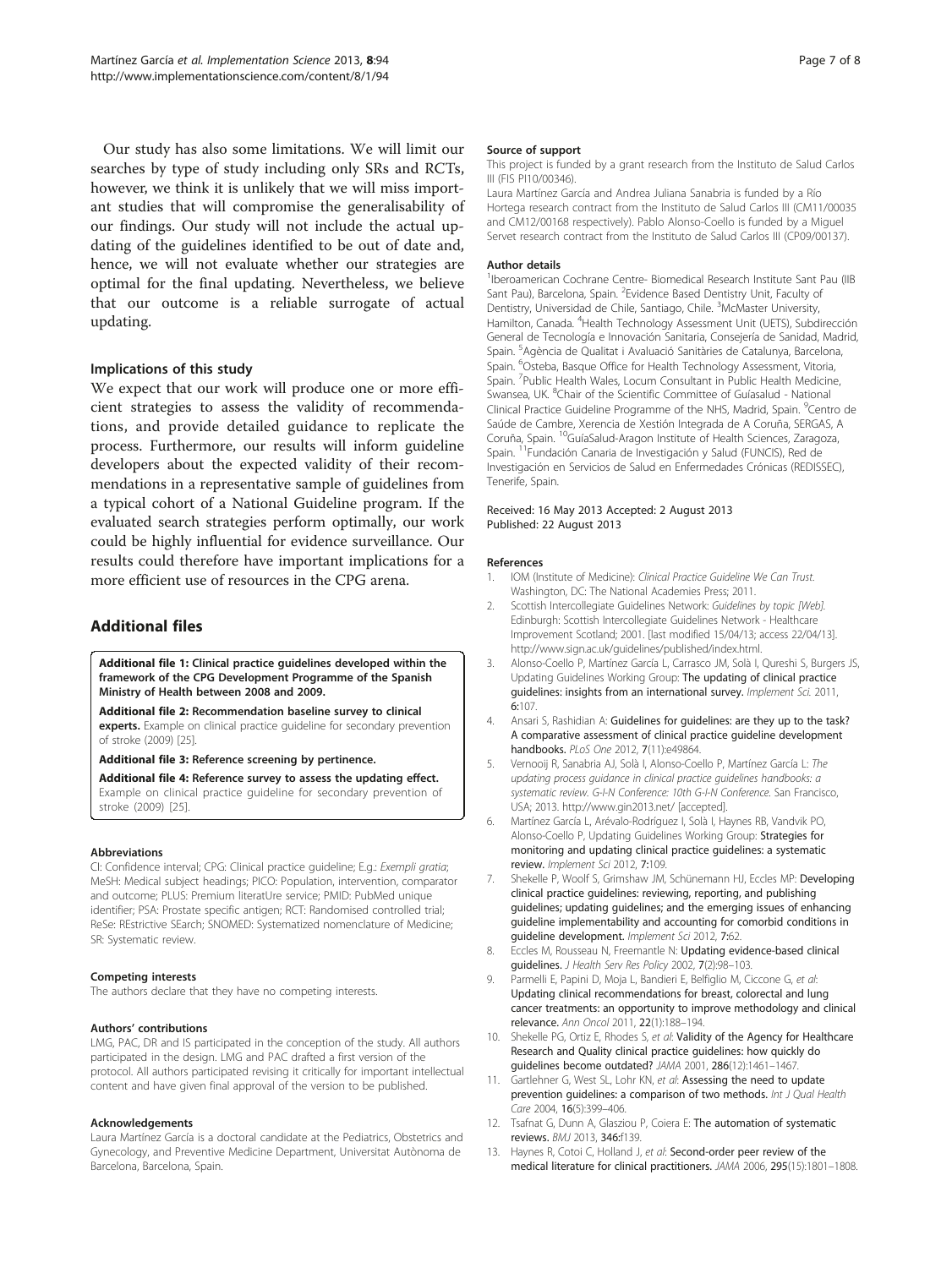Our study has also some limitations. We will limit our searches by type of study including only SRs and RCTs, however, we think it is unlikely that we will miss important studies that will compromise the generalisability of our findings. Our study will not include the actual updating of the guidelines identified to be out of date and, hence, we will not evaluate whether our strategies are optimal for the final updating. Nevertheless, we believe that our outcome is a reliable surrogate of actual updating.

### Implications of this study

We expect that our work will produce one or more efficient strategies to assess the validity of recommendations, and provide detailed guidance to replicate the process. Furthermore, our results will inform guideline developers about the expected validity of their recommendations in a representative sample of guidelines from a typical cohort of a National Guideline program. If the evaluated search strategies perform optimally, our work could be highly influential for evidence surveillance. Our results could therefore have important implications for a more efficient use of resources in the CPG arena.

## Additional files

**Additional file 1: Clinical practice guidelines developed within the framework of the CPG Development Programme of the Spanish Ministry of Health between 2008 and 2009.**

**Additional file 2: Recommendation baseline survey to clinical experts.** Example on clinical practice guideline for secondary prevention of stroke (2009) [25].

**Additional file 3: Reference screening by pertinence.**

**Additional file 4: Reference survey to assess the updating effect.** Example on clinical practice guideline for secondary prevention of stroke (2009) [25].

#### Abbreviations

CI: Confidence interval; CPG: Clinical practice guideline; E.g.: *Exempli gratia*; MeSH: Medical subject headings; PICO: Population, intervention, comparator and outcome; PLUS: Premium literatUre service; PMID: PubMed unique identifier; PSA: Prostate specific antigen; RCT: Randomised controlled trial; ReSe: REstrictive SEarch; SNOMED: Systematized nomenclature of Medicine; SR: Systematic review.

#### Competing interests

The authors declare that they have no competing interests.

#### Authors' contributions

LMG, PAC, DR and IS participated in the conception of the study. All authors participated in the design. LMG and PAC drafted a first version of the protocol. All authors participated revising it critically for important intellectual content and have given final approval of the version to be published.

#### Acknowledgements

Laura Martínez García is a doctoral candidate at the Pediatrics, Obstetrics and Gynecology, and Preventive Medicine Department, Universitat Autònoma de Barcelona, Barcelona, Spain.

#### Source of support

This project is funded by a grant research from the Instituto de Salud Carlos III (FIS PI10/00346).

Laura Martínez García and Andrea Juliana Sanabria is funded by a Río Hortega research contract from the Instituto de Salud Carlos III (CM11/00035 and CM12/00168 respectively). Pablo Alonso-Coello is funded by a Miguel Servet research contract from the Instituto de Salud Carlos III (CP09/00137).

#### Author details

[1]Iberoamerican Cochrane Centre- Biomedical Research Institute Sant Pau (IIB Sant Pau), Barcelona, Spain. [2]Evidence Based Dentistry Unit, Faculty of Dentistry, Universidad de Chile, Santiago, Chile. [3]McMaster University, Hamilton, Canada. [4]Health Technology Assessment Unit (UETS), Subdirección General de Tecnología e Innovación Sanitaria, Consejería de Sanidad, Madrid, Spain. [5]Agència de Qualitat i Avaluació Sanitàries de Catalunya, Barcelona, Spain. [6]Osteba, Basque Office for Health Technology Assessment, Vitoria, Spain. [7]Public Health Wales, Locum Consultant in Public Health Medicine, Swansea, UK. [8]Chair of the Scientific Committee of Guíasalud - National Clinical Practice Guideline Programme of the NHS, Madrid, Spain. [9]Centro de Saúde de Cambre, Xerencia de Xestión Integrada de A Coruña, SERGAS, A Coruña, Spain. [10]GuíaSalud-Aragon Institute of Health Sciences, Zaragoza, Spain. [11]Fundación Canaria de Investigación y Salud (FUNCIS), Red de Investigación en Servicios de Salud en Enfermedades Crónicas (REDISSEC), Tenerife, Spain.

Received: 16 May 2013 Accepted: 2 August 2013
Published: 22 August 2013

#### References

1. IOM (Institute of Medicine): *Clinical Practice Guideline We Can Trust.* Washington, DC: The National Academies Press; 2011.
2. Scottish Intercollegiate Guidelines Network: *Guidelines by topic [Web].* Edinburgh: Scottish Intercollegiate Guidelines Network - Healthcare Improvement Scotland; 2001. [last modified 15/04/13; access 22/04/13]. http://www.sign.ac.uk/guidelines/published/index.html.
3. Alonso-Coello P, Martínez García L, Carrasco JM, Solà I, Qureshi S, Burgers JS, Updating Guidelines Working Group: **The updating of clinical practice guidelines: insights from an international survey.** *Implement Sci.* 2011, **6**:107.
4. Ansari S, Rashidian A: **Guidelines for guidelines: are they up to the task? A comparative assessment of clinical practice guideline development handbooks.** *PLoS One* 2012, **7**(11):e49864.
5. Vernooij R, Sanabria AJ, Solà I, Alonso-Coello P, Martínez García L: *The updating process guidance in clinical practice guidelines handbooks: a systematic review. G-I-N Conference: 10th G-I-N Conference.* San Francisco, USA; 2013. http://www.gin2013.net/ [accepted].
6. Martínez García L, Arévalo-Rodríguez I, Solà I, Haynes RB, Vandvik PO, Alonso-Coello P, Updating Guidelines Working Group: **Strategies for monitoring and updating clinical practice guidelines: a systematic review.** *Implement Sci* 2012, **7**:109.
7. Shekelle P, Woolf S, Grimshaw JM, Schünemann HJ, Eccles MP: **Developing clinical practice guidelines: reviewing, reporting, and publishing guidelines; updating guidelines; and the emerging issues of enhancing guideline implementability and accounting for comorbid conditions in guideline development.** *Implement Sci* 2012, **7**:62.
8. Eccles M, Rousseau N, Freemantle N: **Updating evidence-based clinical guidelines.** *J Health Serv Res Policy* 2002, **7**(2):98–103.
9. Parmelli E, Papini D, Moja L, Bandieri E, Belfiglio M, Ciccone G, *et al*: **Updating clinical recommendations for breast, colorectal and lung cancer treatments: an opportunity to improve methodology and clinical relevance.** *Ann Oncol* 2011, **22**(1):188–194.
10. Shekelle PG, Ortiz E, Rhodes S, *et al*: **Validity of the Agency for Healthcare Research and Quality clinical practice guidelines: how quickly do guidelines become outdated?** *JAMA* 2001, **286**(12):1461–1467.
11. Gartlehner G, West SL, Lohr KN, *et al*: **Assessing the need to update prevention guidelines: a comparison of two methods.** *Int J Qual Health Care* 2004, **16**(5):399–406.
12. Tsafnat G, Dunn A, Glasziou P, Coiera E: **The automation of systematic reviews.** *BMJ* 2013, **346**:f139.
13. Haynes R, Cotoi C, Holland J, *et al*: **Second-order peer review of the medical literature for clinical practitioners.** *JAMA* 2006, **295**(15):1801–1808.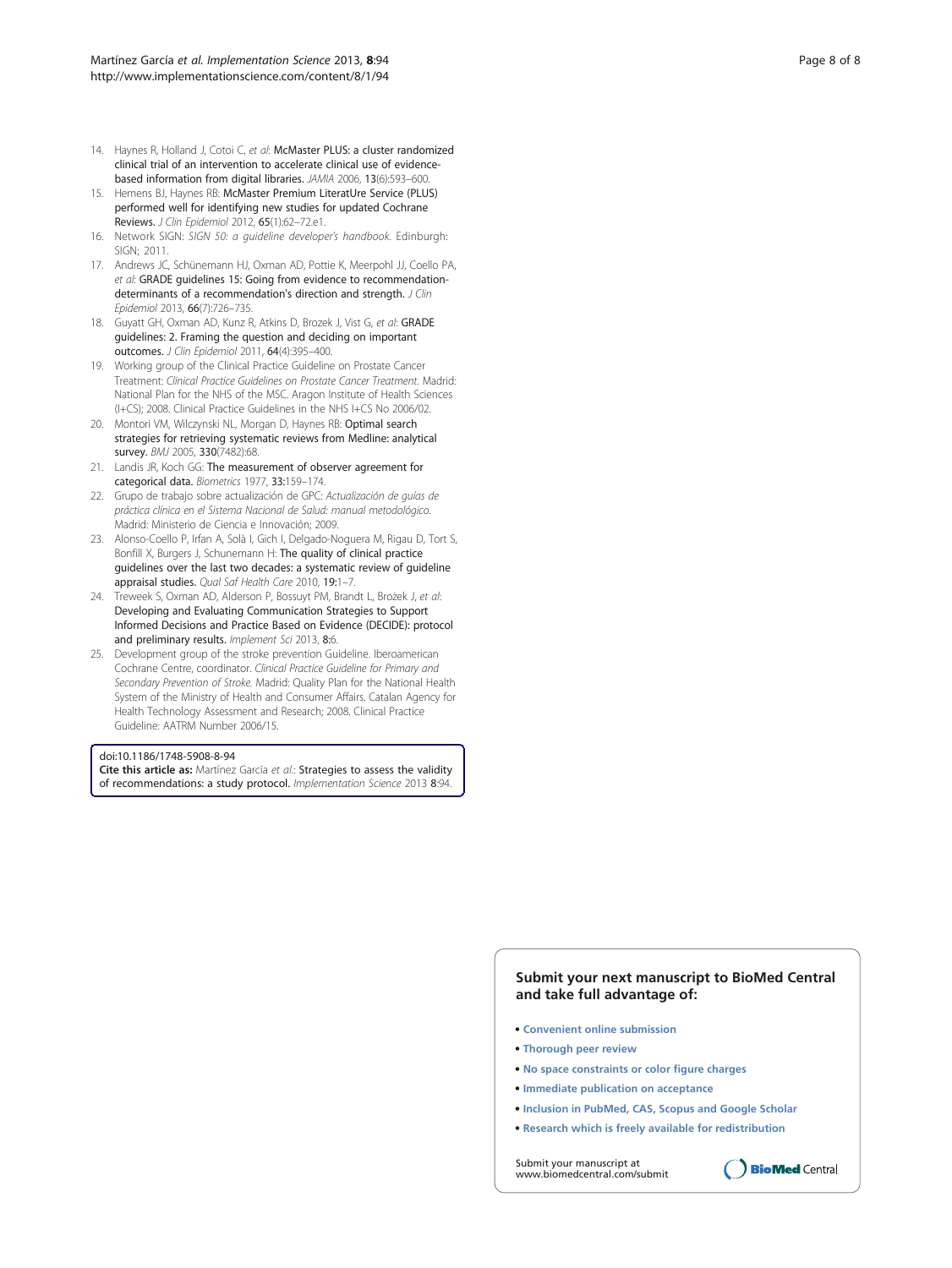14. Haynes R, Holland J, Cotoi C, *et al*: **McMaster PLUS: a cluster randomized clinical trial of an intervention to accelerate clinical use of evidence-based information from digital libraries.** *JAMIA* 2006, **13**(6):593–600.
15. Hemens BJ, Haynes RB: **McMaster Premium LiteratUre Service (PLUS) performed well for identifying new studies for updated Cochrane Reviews.** *J Clin Epidemiol* 2012, **65**(1):62–72.e1.
16. Network SIGN: *SIGN 50: a guideline developer's handbook.* Edinburgh: SIGN; 2011.
17. Andrews JC, Schünemann HJ, Oxman AD, Pottie K, Meerpohl JJ, Coello PA, *et al*: **GRADE guidelines 15: Going from evidence to recommendation-determinants of a recommendation's direction and strength.** *J Clin Epidemiol* 2013, **66**(7):726–735.
18. Guyatt GH, Oxman AD, Kunz R, Atkins D, Brozek J, Vist G, *et al*: **GRADE guidelines: 2. Framing the question and deciding on important outcomes.** *J Clin Epidemiol* 2011, **64**(4):395–400.
19. Working group of the Clinical Practice Guideline on Prostate Cancer Treatment: *Clinical Practice Guidelines on Prostate Cancer Treatment.* Madrid: National Plan for the NHS of the MSC. Aragon Institute of Health Sciences (I+CS); 2008. Clinical Practice Guidelines in the NHS I+CS No 2006/02.
20. Montori VM, Wilczynski NL, Morgan D, Haynes RB: **Optimal search strategies for retrieving systematic reviews from Medline: analytical survey.** *BMJ* 2005, **330**(7482):68.
21. Landis JR, Koch GG: **The measurement of observer agreement for categorical data.** *Biometrics* 1977, **33**:159–174.
22. Grupo de trabajo sobre actualización de GPC: *Actualización de guías de práctica clínica en el Sistema Nacional de Salud: manual metodológico.* Madrid: Ministerio de Ciencia e Innovación; 2009.
23. Alonso-Coello P, Irfan A, Solà I, Gich I, Delgado-Noguera M, Rigau D, Tort S, Bonfill X, Burgers J, Schunemann H: **The quality of clinical practice guidelines over the last two decades: a systematic review of guideline appraisal studies.** *Qual Saf Health Care* 2010, **19**:1–7.
24. Treweek S, Oxman AD, Alderson P, Bossuyt PM, Brandt L, Brożek J, *et al*: **Developing and Evaluating Communication Strategies to Support Informed Decisions and Practice Based on Evidence (DECIDE): protocol and preliminary results.** *Implement Sci* 2013, **8**:6.
25. Development group of the stroke prevention Guideline. Iberoamerican Cochrane Centre, coordinator. *Clinical Practice Guideline for Primary and Secondary Prevention of Stroke.* Madrid: Quality Plan for the National Health System of the Ministry of Health and Consumer Affairs. Catalan Agency for Health Technology Assessment and Research; 2008. Clinical Practice Guideline: AATRM Number 2006/15.

doi:10.1186/1748-5908-8-94

**Cite this article as:** Martínez García *et al*.: Strategies to assess the validity of recommendations: a study protocol. *Implementation Science* 2013 **8**:94.

**Submit your next manuscript to BioMed Central and take full advantage of:**

- **Convenient online submission**
- **Thorough peer review**
- **No space constraints or color figure charges**
- **Immediate publication on acceptance**
- **Inclusion in PubMed, CAS, Scopus and Google Scholar**
- **Research which is freely available for redistribution**

Submit your manuscript at www.biomedcentral.com/submit

BioMed Central